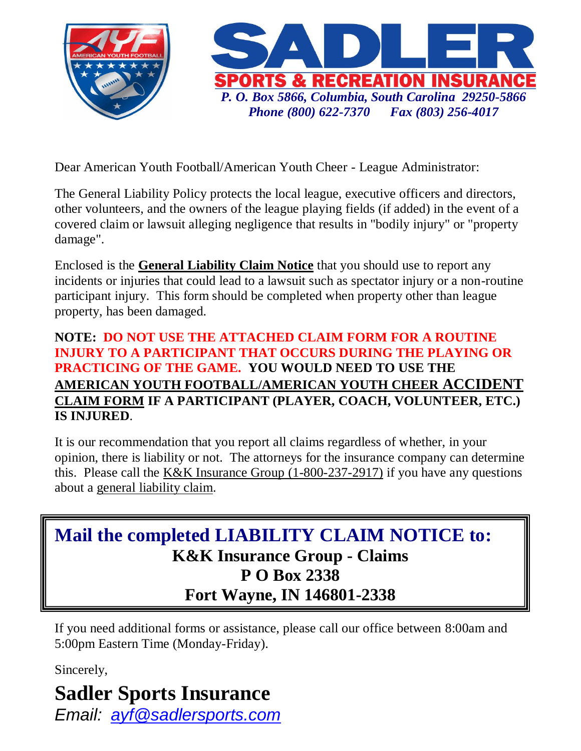# SADLER

## SPORTS & RECREATION INSURANCE

*P. O. Box 5866, Columbia, South Carolina 29250-5866*
*Phone (800) 622-7370 Fax (803) 256-4017*

Dear American Youth Football/American Youth Cheer - League Administrator:

The General Liability Policy protects the local league, executive officers and directors, other volunteers, and the owners of the league playing fields (if added) in the event of a covered claim or lawsuit alleging negligence that results in "bodily injury" or "property damage".

Enclosed is the **General Liability Claim Notice** that you should use to report any incidents or injuries that could lead to a lawsuit such as spectator injury or a non-routine participant injury. This form should be completed when property other than league property, has been damaged.

**NOTE: DO NOT USE THE ATTACHED CLAIM FORM FOR A ROUTINE INJURY TO A PARTICIPANT THAT OCCURS DURING THE PLAYING OR PRACTICING OF THE GAME. YOU WOULD NEED TO USE THE AMERICAN YOUTH FOOTBALL/AMERICAN YOUTH CHEER ACCIDENT CLAIM FORM IF A PARTICIPANT (PLAYER, COACH, VOLUNTEER, ETC.) IS INJURED.**

It is our recommendation that you report all claims regardless of whether, in your opinion, there is liability or not. The attorneys for the insurance company can determine this. Please call the K&K Insurance Group (1-800-237-2917) if you have any questions about a general liability claim.

**Mail the completed LIABILITY CLAIM NOTICE to:**
**K&K Insurance Group - Claims**
**P O Box 2338**
**Fort Wayne, IN 146801-2338**

If you need additional forms or assistance, please call our office between 8:00am and 5:00pm Eastern Time (Monday-Friday).

Sincerely,

**Sadler Sports Insurance**
*Email: ayf@sadlersports.com*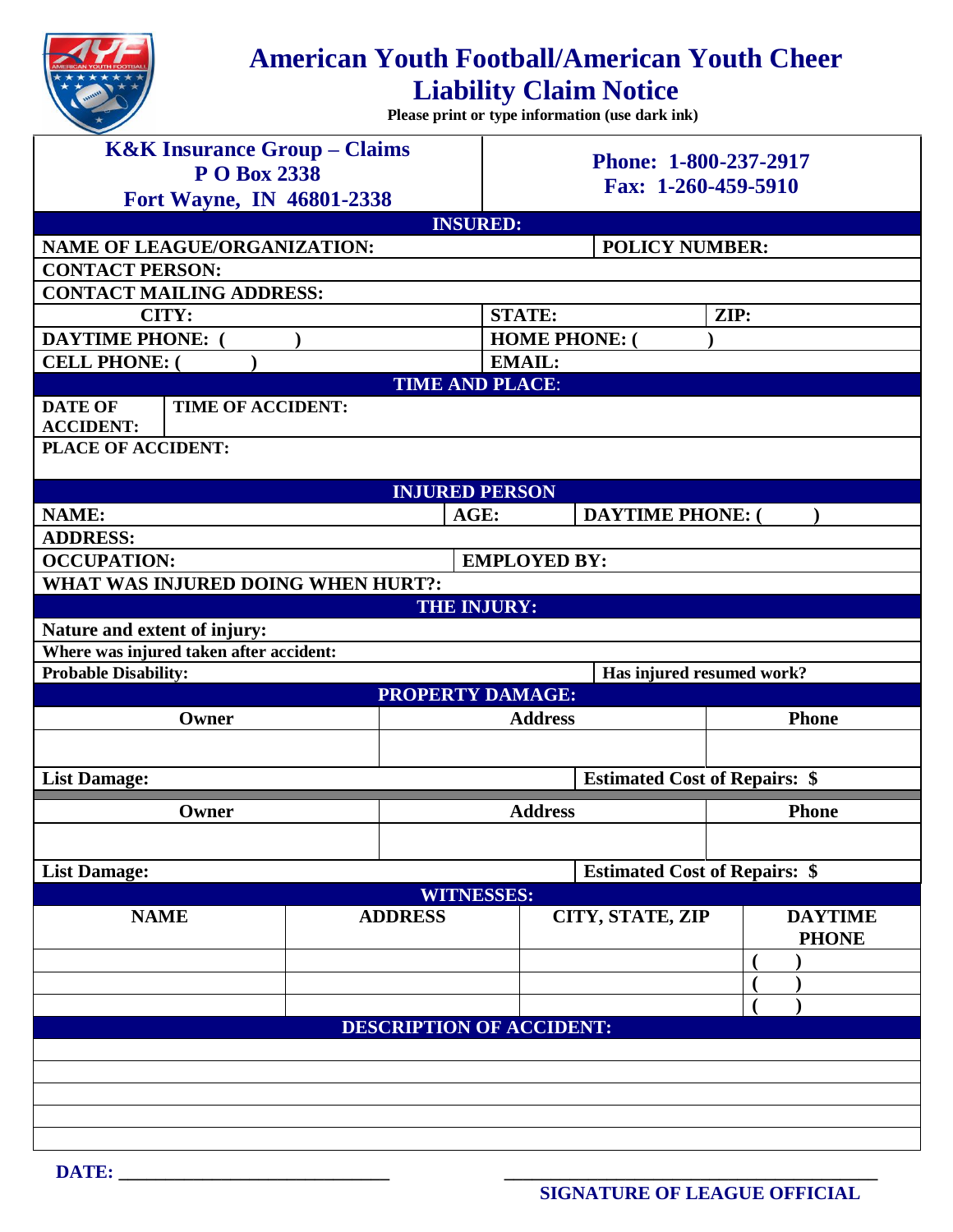# American Youth Football/American Youth Cheer
## Liability Claim Notice

**Please print or type information (use dark ink)**

| | |
|---|---|
| **K&K Insurance Group – Claims**<br>**P O Box 2338**<br>**Fort Wayne, IN 46801-2338** | **Phone: 1-800-237-2917**<br>**Fax: 1-260-459-5910** |

### INSURED:

| | | |
|---|---|---|
| **NAME OF LEAGUE/ORGANIZATION:** | | **POLICY NUMBER:** |
| **CONTACT PERSON:** | | |
| **CONTACT MAILING ADDRESS:** | | |
| **CITY:** | **STATE:** | **ZIP:** |
| **DAYTIME PHONE: (       )** | **HOME PHONE: (       )** | |
| **CELL PHONE: (       )** | **EMAIL:** | |

### TIME AND PLACE:

| | |
|---|---|
| **DATE OF ACCIDENT:** | **TIME OF ACCIDENT:** |
| **PLACE OF ACCIDENT:** | |

### INJURED PERSON

| | | |
|---|---|---|
| **NAME:** | **AGE:** | **DAYTIME PHONE: (       )** |
| **ADDRESS:** | | |
| **OCCUPATION:** | **EMPLOYED BY:** | |
| **WHAT WAS INJURED DOING WHEN HURT?:** | | |

### THE INJURY:

| | |
|---|---|
| **Nature and extent of injury:** | |
| **Where was injured taken after accident:** | |
| **Probable Disability:** | **Has injured resumed work?** |

### PROPERTY DAMAGE:

| Owner | Address | Phone |
|---|---|---|
| | | |
| **List Damage:** | **Estimated Cost of Repairs: $** | |

| Owner | Address | Phone |
|---|---|---|
| | | |
| **List Damage:** | **Estimated Cost of Repairs: $** | |

### WITNESSES:

| NAME | ADDRESS | CITY, STATE, ZIP | DAYTIME PHONE |
|---|---|---|---|
| | | | (       ) |
| | | | (       ) |
| | | | (       ) |

### DESCRIPTION OF ACCIDENT:

&nbsp;

**DATE:** ______________________________ ______________________________________

**SIGNATURE OF LEAGUE OFFICIAL**